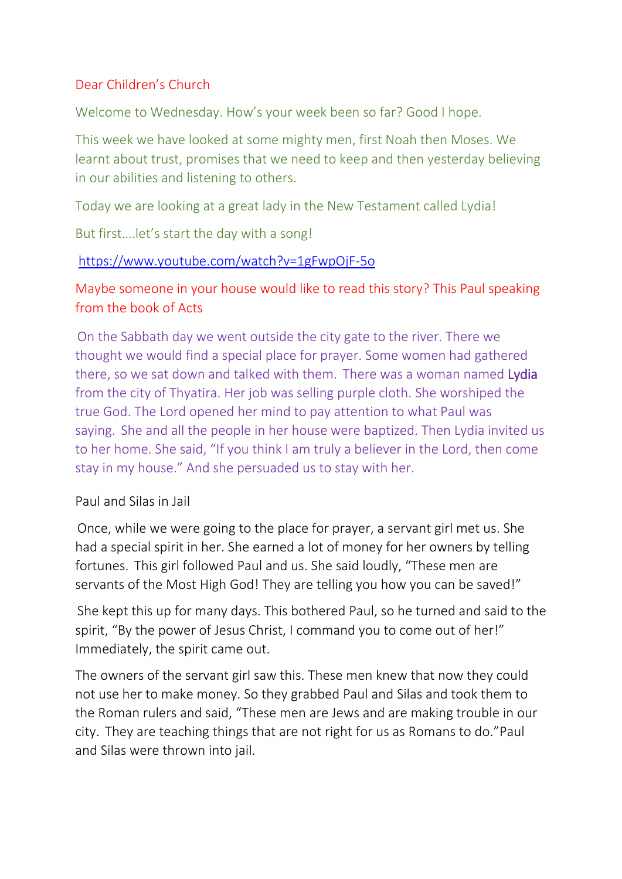Dear Children's Church

Welcome to Wednesday. How's your week been so far? Good I hope.

This week we have looked at some mighty men, first Noah then Moses. We learnt about trust, promises that we need to keep and then yesterday believing in our abilities and listening to others.

Today we are looking at a great lady in the New Testament called Lydia!

But first….let's start the day with a song!

https://www.youtube.com/watch?v=1gFwpOjF-5o

Maybe someone in your house would like to read this story? This Paul speaking from the book of Acts

On the Sabbath day we went outside the city gate to the river. There we thought we would find a special place for prayer. Some women had gathered there, so we sat down and talked with them. There was a woman named Lydia from the city of Thyatira. Her job was selling purple cloth. She worshiped the true God. The Lord opened her mind to pay attention to what Paul was saying. She and all the people in her house were baptized. Then Lydia invited us to her home. She said, "If you think I am truly a believer in the Lord, then come stay in my house." And she persuaded us to stay with her.

Paul and Silas in Jail

Once, while we were going to the place for prayer, a servant girl met us. She had a special spirit in her. She earned a lot of money for her owners by telling fortunes. This girl followed Paul and us. She said loudly, "These men are servants of the Most High God! They are telling you how you can be saved!"

She kept this up for many days. This bothered Paul, so he turned and said to the spirit, "By the power of Jesus Christ, I command you to come out of her!" Immediately, the spirit came out.

The owners of the servant girl saw this. These men knew that now they could not use her to make money. So they grabbed Paul and Silas and took them to the Roman rulers and said, "These men are Jews and are making trouble in our city. They are teaching things that are not right for us as Romans to do."Paul and Silas were thrown into jail.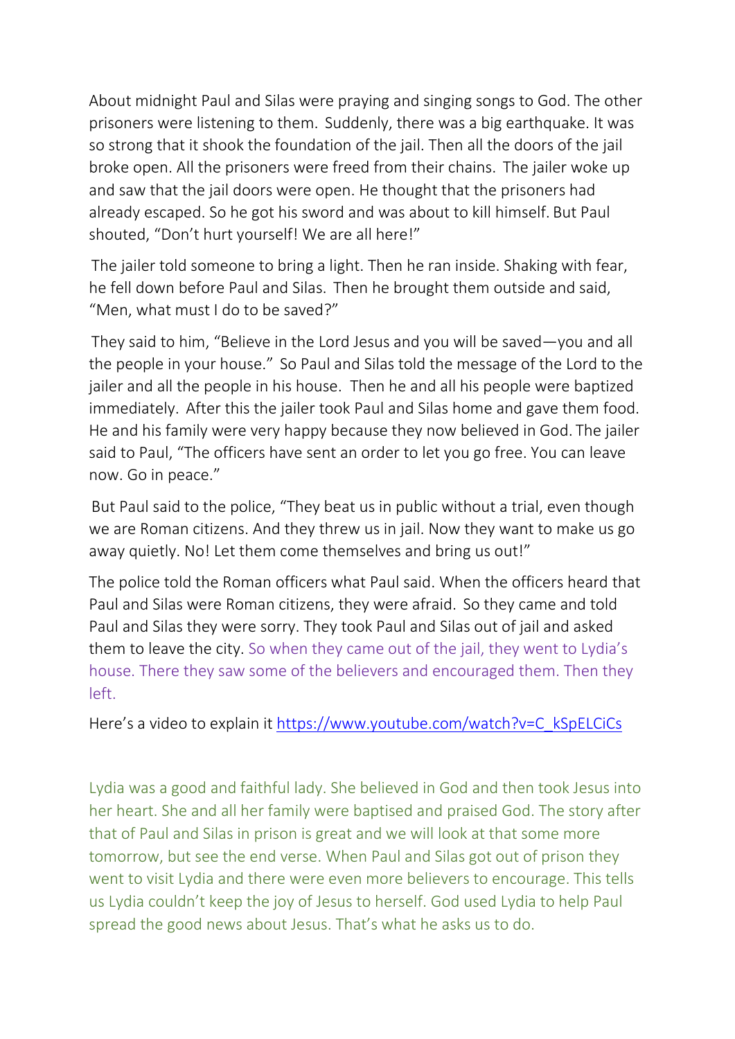About midnight Paul and Silas were praying and singing songs to God. The other prisoners were listening to them. Suddenly, there was a big earthquake. It was so strong that it shook the foundation of the jail. Then all the doors of the jail broke open. All the prisoners were freed from their chains. The jailer woke up and saw that the jail doors were open. He thought that the prisoners had already escaped. So he got his sword and was about to kill himself. But Paul shouted, "Don't hurt yourself! We are all here!"

The jailer told someone to bring a light. Then he ran inside. Shaking with fear, he fell down before Paul and Silas. Then he brought them outside and said, "Men, what must I do to be saved?"

They said to him, "Believe in the Lord Jesus and you will be saved—you and all the people in your house." So Paul and Silas told the message of the Lord to the jailer and all the people in his house. Then he and all his people were baptized immediately. After this the jailer took Paul and Silas home and gave them food. He and his family were very happy because they now believed in God. The jailer said to Paul, "The officers have sent an order to let you go free. You can leave now. Go in peace."

But Paul said to the police, "They beat us in public without a trial, even though we are Roman citizens. And they threw us in jail. Now they want to make us go away quietly. No! Let them come themselves and bring us out!"

The police told the Roman officers what Paul said. When the officers heard that Paul and Silas were Roman citizens, they were afraid. So they came and told Paul and Silas they were sorry. They took Paul and Silas out of jail and asked them to leave the city. So when they came out of the jail, they went to Lydia's house. There they saw some of the believers and encouraged them. Then they left.

Here's a video to explain it https://www.youtube.com/watch?v=C_kSpELCiCs

Lydia was a good and faithful lady. She believed in God and then took Jesus into her heart. She and all her family were baptised and praised God. The story after that of Paul and Silas in prison is great and we will look at that some more tomorrow, but see the end verse. When Paul and Silas got out of prison they went to visit Lydia and there were even more believers to encourage. This tells us Lydia couldn't keep the joy of Jesus to herself. God used Lydia to help Paul spread the good news about Jesus. That's what he asks us to do.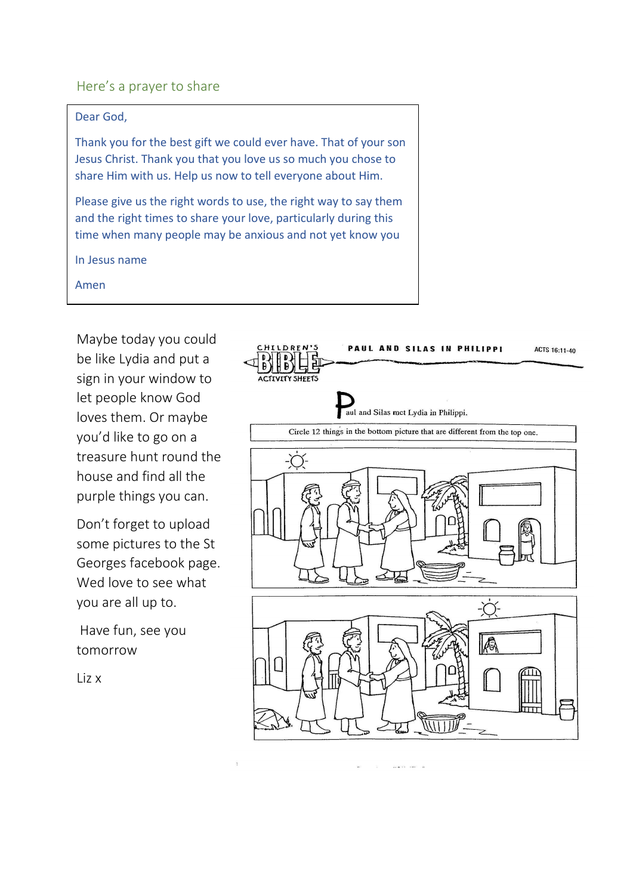## Here's a prayer to share

Dear God,

Thank you for the best gift we could ever have. That of your son Jesus Christ. Thank you that you love us so much you chose to share Him with us. Help us now to tell everyone about Him.

Please give us the right words to use, the right way to say them and the right times to share your love, particularly during this time when many people may be anxious and not yet know you

In Jesus name

Amen

Maybe today you could be like Lydia and put a sign in your window to let people know God loves them. Or maybe you'd like to go on a treasure hunt round the house and find all the purple things you can.

Don't forget to upload some pictures to the St Georges facebook page. Wed love to see what you are all up to.

Have fun, see you tomorrow

Liz x

CHILDREN'S BIBLE ACTIVITY SHEETS

**PAUL AND SILAS IN PHILIPPI** ACTS 16:11-40

Paul and Silas met Lydia in Philippi.

Circle 12 things in the bottom picture that are different from the top one.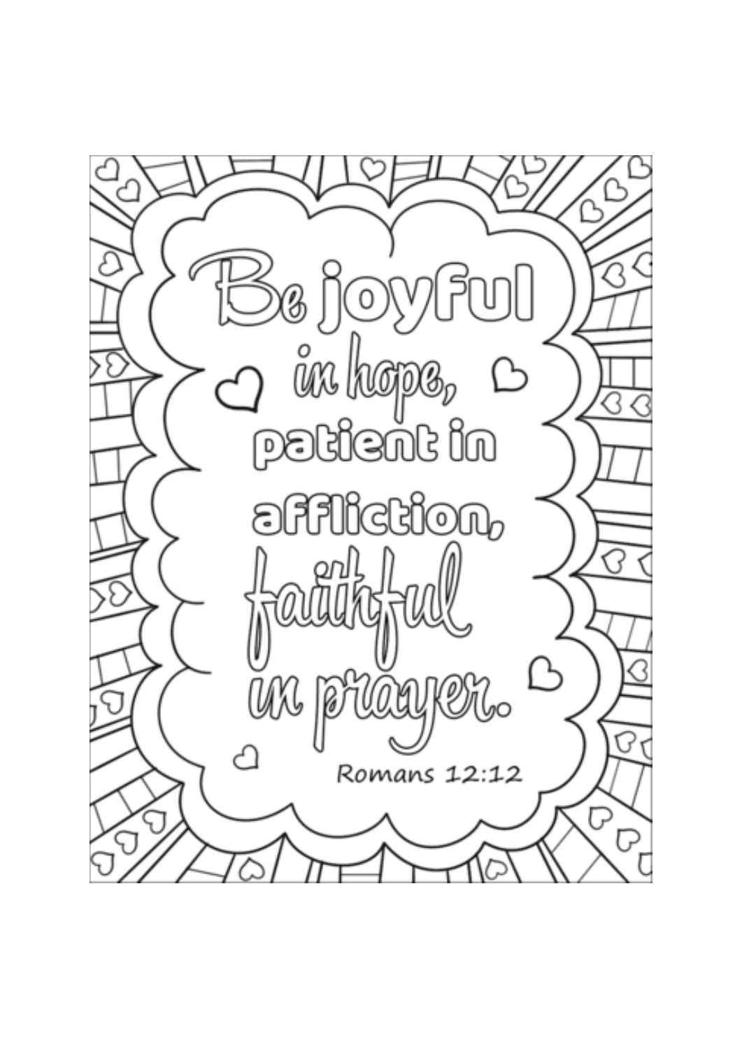Be joyful in hope, patient in affliction, faithful in prayer.

Romans 12:12